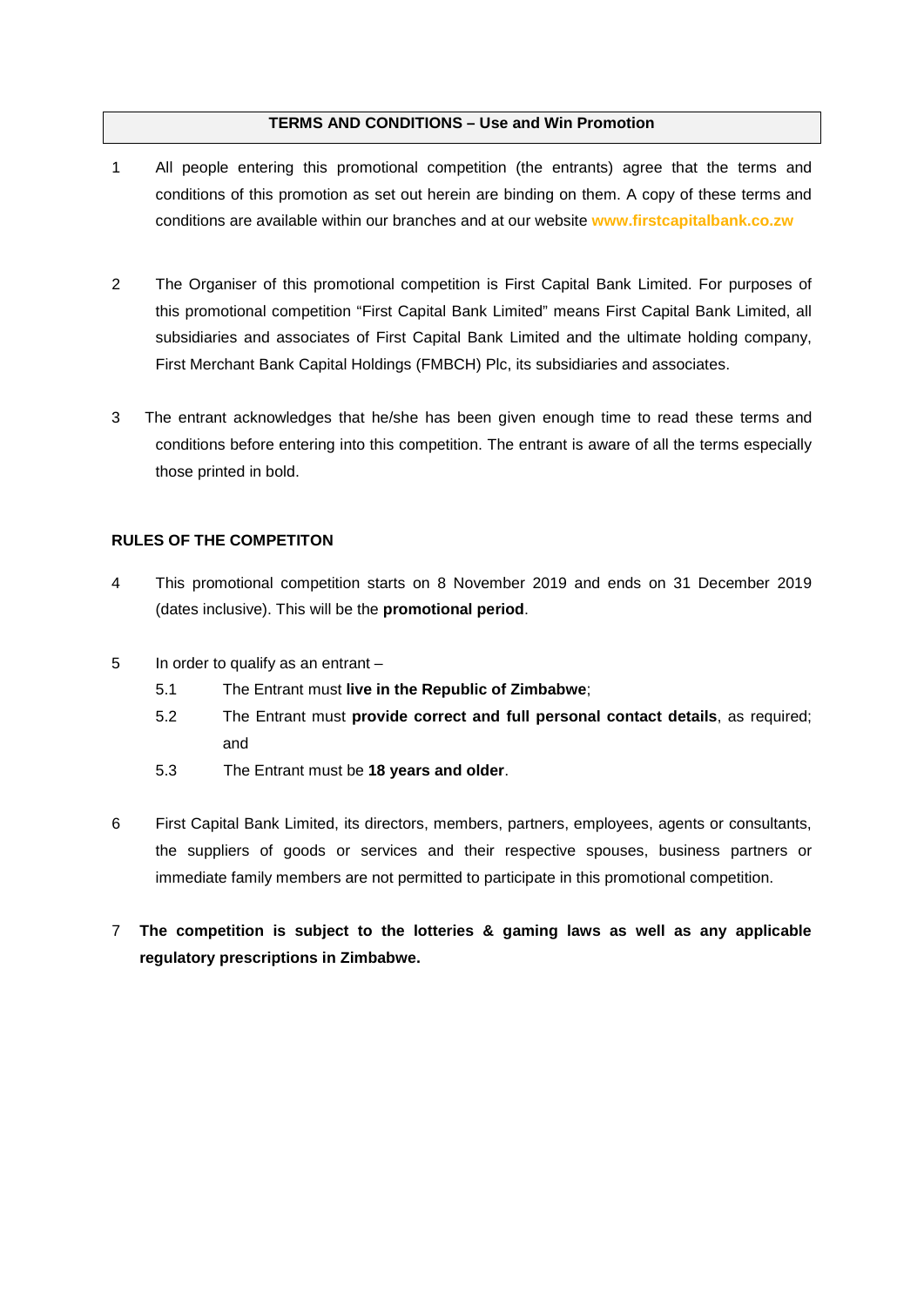## TERMS AND CONDITIONS – Use and Win Promotion

1. All people entering this promotional competition (the entrants) agree that the terms and conditions of this promotion as set out herein are binding on them. A copy of these terms and conditions are available within our branches and at our website www.firstcapitalbank.co.zw

2. The Organiser of this promotional competition is First Capital Bank Limited. For purposes of this promotional competition "First Capital Bank Limited" means First Capital Bank Limited, all subsidiaries and associates of First Capital Bank Limited and the ultimate holding company, First Merchant Bank Capital Holdings (FMBCH) Plc, its subsidiaries and associates.

3. The entrant acknowledges that he/she has been given enough time to read these terms and conditions before entering into this competition. The entrant is aware of all the terms especially those printed in bold.

**RULES OF THE COMPETITON**

4. This promotional competition starts on 8 November 2019 and ends on 31 December 2019 (dates inclusive). This will be the **promotional period**.

5. In order to qualify as an entrant –

   5.1 The Entrant must **live in the Republic of Zimbabwe**;

   5.2 The Entrant must **provide correct and full personal contact details**, as required; and

   5.3 The Entrant must be **18 years and older**.

6. First Capital Bank Limited, its directors, members, partners, employees, agents or consultants, the suppliers of goods or services and their respective spouses, business partners or immediate family members are not permitted to participate in this promotional competition.

7. **The competition is subject to the lotteries & gaming laws as well as any applicable regulatory prescriptions in Zimbabwe.**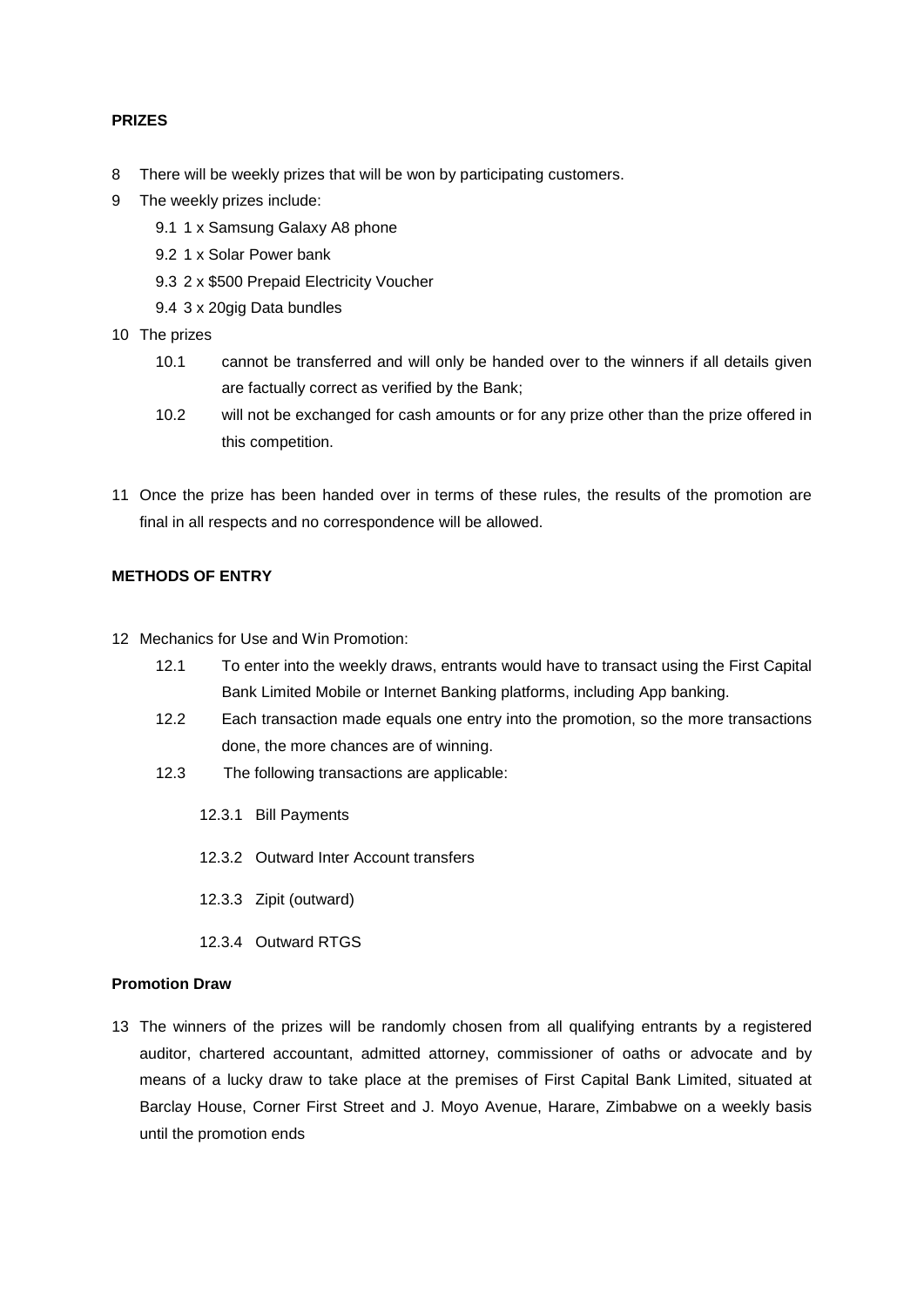**PRIZES**

8 There will be weekly prizes that will be won by participating customers.

9 The weekly prizes include:

   9.1 1 x Samsung Galaxy A8 phone

   9.2 1 x Solar Power bank

   9.3 2 x $500 Prepaid Electricity Voucher

   9.4 3 x 20gig Data bundles

10 The prizes

   10.1 cannot be transferred and will only be handed over to the winners if all details given are factually correct as verified by the Bank;

   10.2 will not be exchanged for cash amounts or for any prize other than the prize offered in this competition.

11 Once the prize has been handed over in terms of these rules, the results of the promotion are final in all respects and no correspondence will be allowed.

**METHODS OF ENTRY**

12 Mechanics for Use and Win Promotion:

   12.1 To enter into the weekly draws, entrants would have to transact using the First Capital Bank Limited Mobile or Internet Banking platforms, including App banking.

   12.2 Each transaction made equals one entry into the promotion, so the more transactions done, the more chances are of winning.

   12.3 The following transactions are applicable:

      12.3.1 Bill Payments

      12.3.2 Outward Inter Account transfers

      12.3.3 Zipit (outward)

      12.3.4 Outward RTGS

**Promotion Draw**

13 The winners of the prizes will be randomly chosen from all qualifying entrants by a registered auditor, chartered accountant, admitted attorney, commissioner of oaths or advocate and by means of a lucky draw to take place at the premises of First Capital Bank Limited, situated at Barclay House, Corner First Street and J. Moyo Avenue, Harare, Zimbabwe on a weekly basis until the promotion ends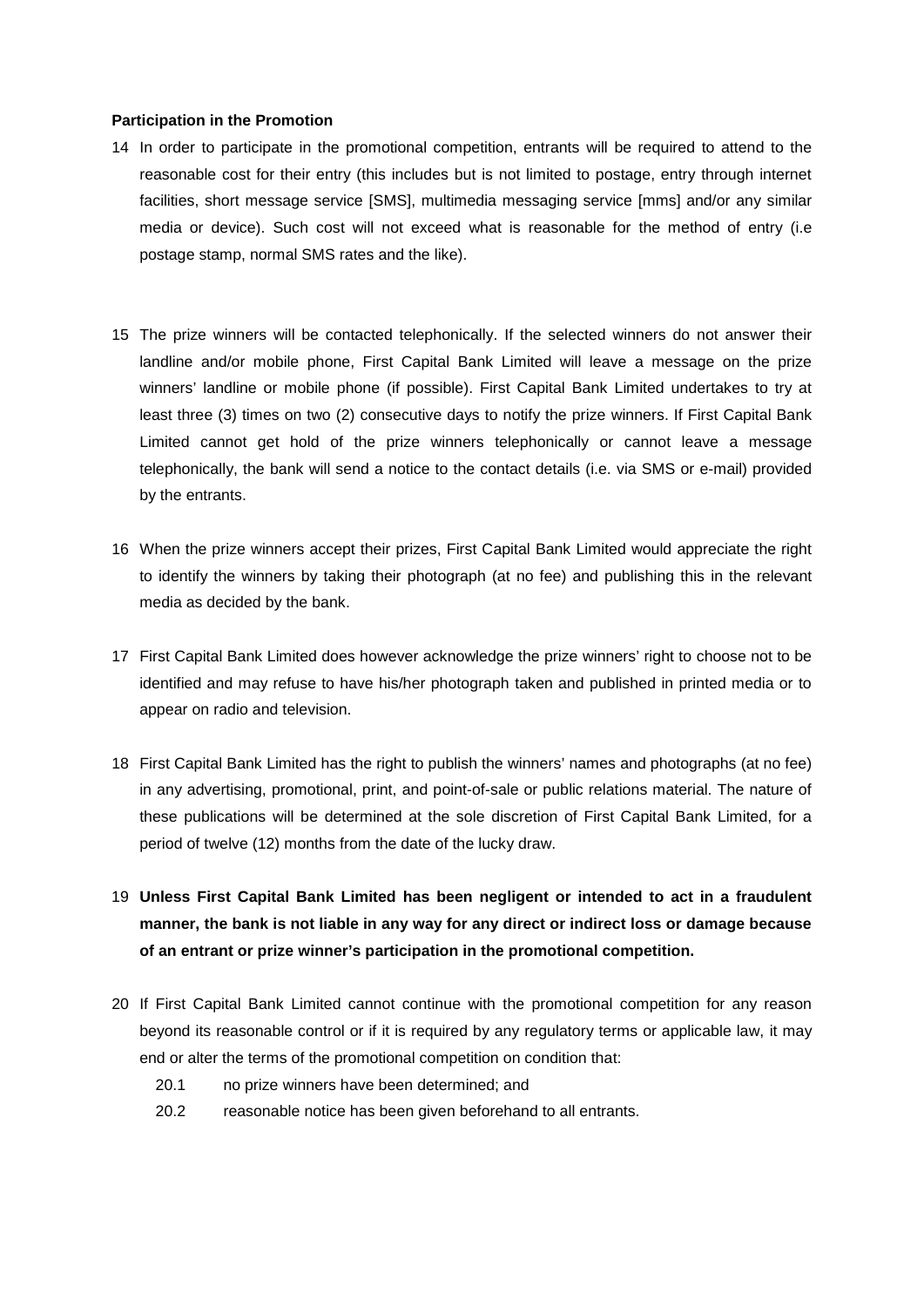**Participation in the Promotion**

14 In order to participate in the promotional competition, entrants will be required to attend to the reasonable cost for their entry (this includes but is not limited to postage, entry through internet facilities, short message service [SMS], multimedia messaging service [mms] and/or any similar media or device). Such cost will not exceed what is reasonable for the method of entry (i.e postage stamp, normal SMS rates and the like).

15 The prize winners will be contacted telephonically. If the selected winners do not answer their landline and/or mobile phone, First Capital Bank Limited will leave a message on the prize winners' landline or mobile phone (if possible). First Capital Bank Limited undertakes to try at least three (3) times on two (2) consecutive days to notify the prize winners. If First Capital Bank Limited cannot get hold of the prize winners telephonically or cannot leave a message telephonically, the bank will send a notice to the contact details (i.e. via SMS or e-mail) provided by the entrants.

16 When the prize winners accept their prizes, First Capital Bank Limited would appreciate the right to identify the winners by taking their photograph (at no fee) and publishing this in the relevant media as decided by the bank.

17 First Capital Bank Limited does however acknowledge the prize winners' right to choose not to be identified and may refuse to have his/her photograph taken and published in printed media or to appear on radio and television.

18 First Capital Bank Limited has the right to publish the winners' names and photographs (at no fee) in any advertising, promotional, print, and point-of-sale or public relations material. The nature of these publications will be determined at the sole discretion of First Capital Bank Limited, for a period of twelve (12) months from the date of the lucky draw.

19 **Unless First Capital Bank Limited has been negligent or intended to act in a fraudulent manner, the bank is not liable in any way for any direct or indirect loss or damage because of an entrant or prize winner's participation in the promotional competition.**

20 If First Capital Bank Limited cannot continue with the promotional competition for any reason beyond its reasonable control or if it is required by any regulatory terms or applicable law, it may end or alter the terms of the promotional competition on condition that:

 20.1 no prize winners have been determined; and

 20.2 reasonable notice has been given beforehand to all entrants.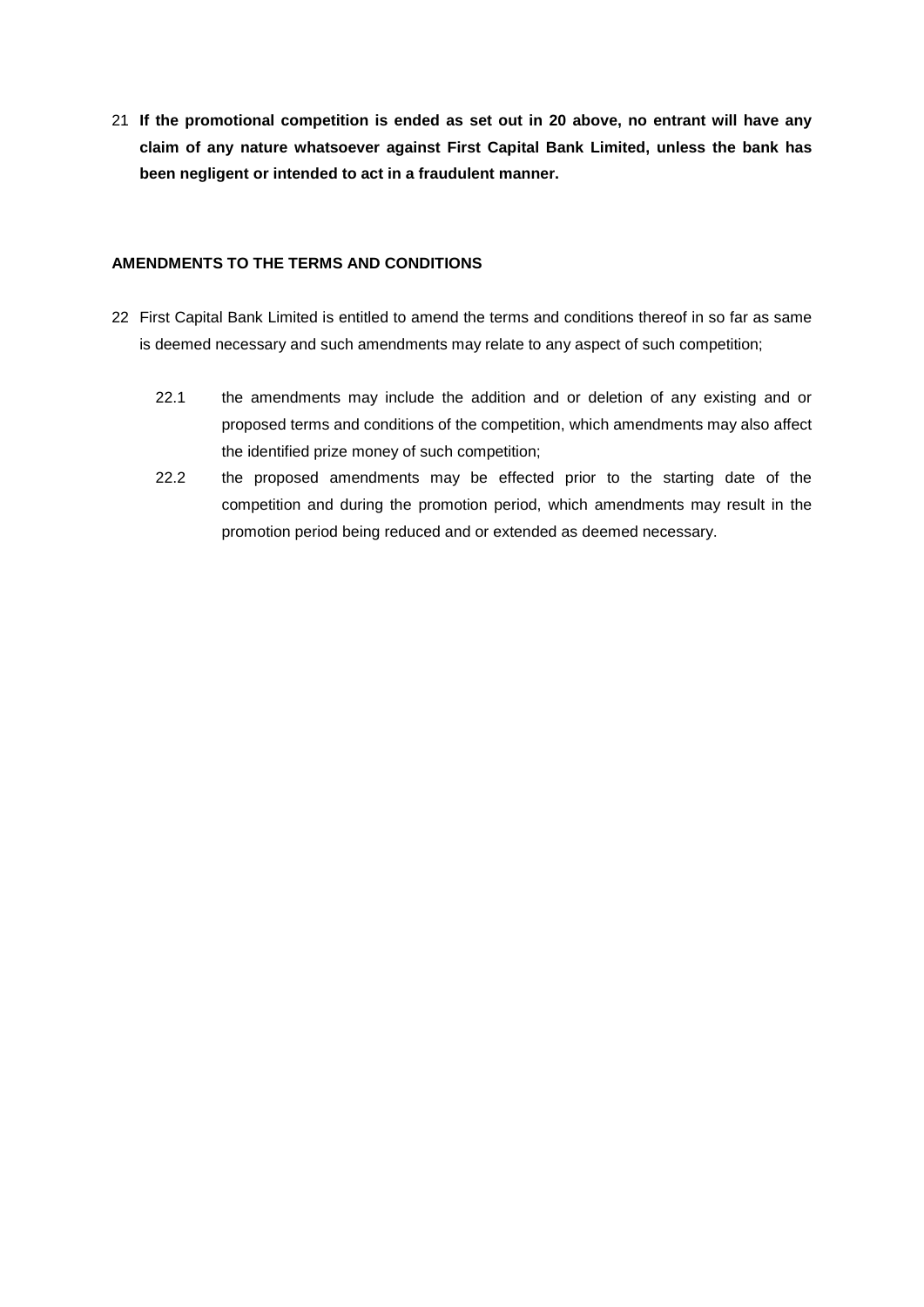21 **If the promotional competition is ended as set out in 20 above, no entrant will have any claim of any nature whatsoever against First Capital Bank Limited, unless the bank has been negligent or intended to act in a fraudulent manner.**

**AMENDMENTS TO THE TERMS AND CONDITIONS**

22 First Capital Bank Limited is entitled to amend the terms and conditions thereof in so far as same is deemed necessary and such amendments may relate to any aspect of such competition;

22.1 the amendments may include the addition and or deletion of any existing and or proposed terms and conditions of the competition, which amendments may also affect the identified prize money of such competition;

22.2 the proposed amendments may be effected prior to the starting date of the competition and during the promotion period, which amendments may result in the promotion period being reduced and or extended as deemed necessary.